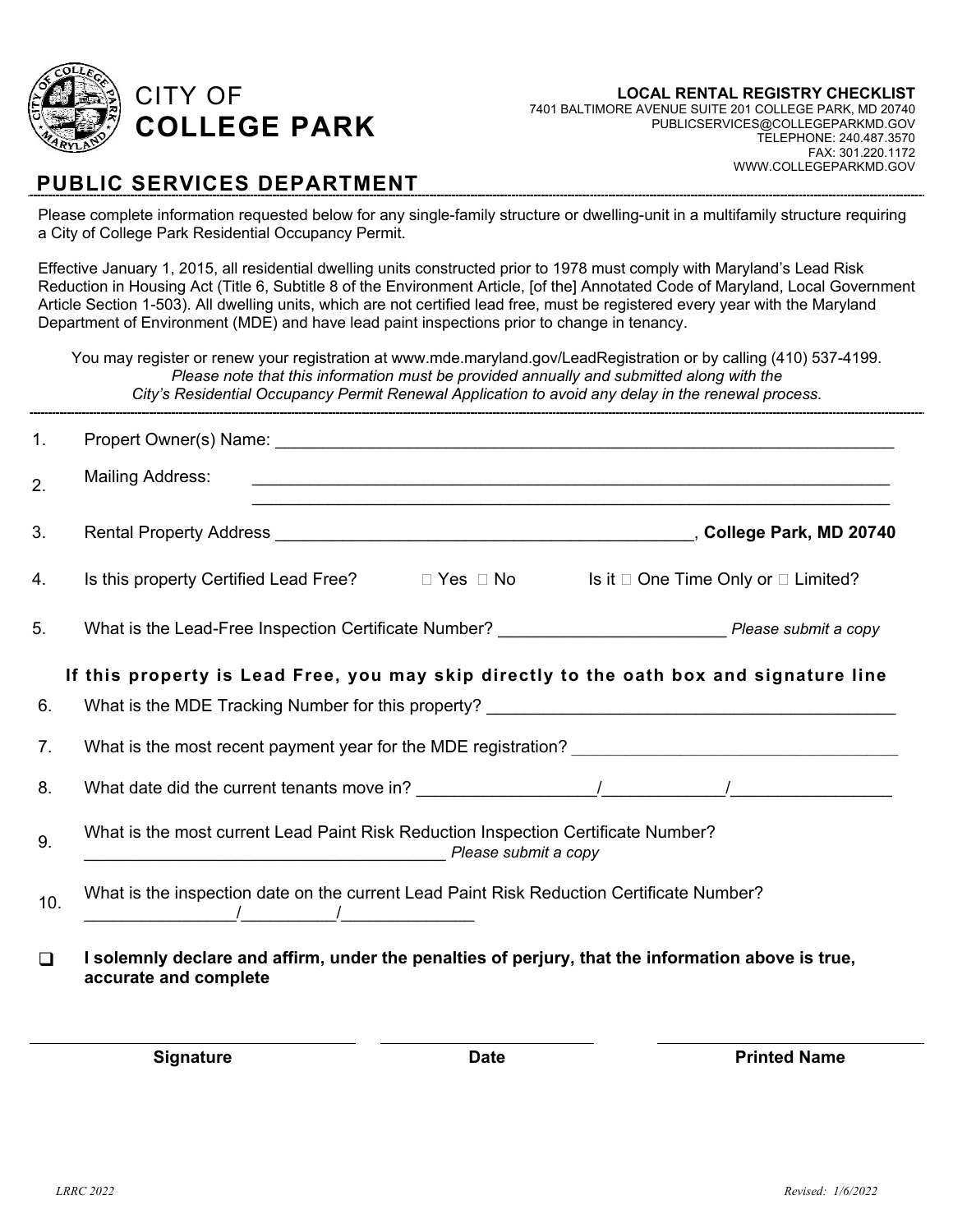# CITY OF **COLLEGE PARK**

**LOCAL RENTAL REGISTRY CHECKLIST**
7401 BALTIMORE AVENUE SUITE 201 COLLEGE PARK, MD 20740
PUBLICSERVICES@COLLEGEPARKMD.GOV
TELEPHONE: 240.487.3570
FAX: 301.220.1172
WWW.COLLEGEPARKMD.GOV

## PUBLIC SERVICES DEPARTMENT

Please complete information requested below for any single-family structure or dwelling-unit in a multifamily structure requiring a City of College Park Residential Occupancy Permit.

Effective January 1, 2015, all residential dwelling units constructed prior to 1978 must comply with Maryland's Lead Risk Reduction in Housing Act (Title 6, Subtitle 8 of the Environment Article, [of the] Annotated Code of Maryland, Local Government Article Section 1-503). All dwelling units, which are not certified lead free, must be registered every year with the Maryland Department of Environment (MDE) and have lead paint inspections prior to change in tenancy.

You may register or renew your registration at www.mde.maryland.gov/LeadRegistration or by calling (410) 537-4199.
*Please note that this information must be provided annually and submitted along with the City's Residential Occupancy Permit Renewal Application to avoid any delay in the renewal process.*

---

1. Propert Owner(s) Name: ______________________________________________

2. Mailing Address: ______________________________________________
   ______________________________________________

3. Rental Property Address ______________________________, **College Park, MD 20740**

4. Is this property Certified Lead Free? ☐ Yes ☐ No Is it ☐ One Time Only or ☐ Limited?

5. What is the Lead-Free Inspection Certificate Number? ____________________ *Please submit a copy*

**If this property is Lead Free, you may skip directly to the oath box and signature line**

6. What is the MDE Tracking Number for this property? ______________________________

7. What is the most recent payment year for the MDE registration? ______________________________

8. What date did the current tenants move in? ______________/__________/______________

9. What is the most current Lead Paint Risk Reduction Inspection Certificate Number?
   ______________________________ *Please submit a copy*

10. What is the inspection date on the current Lead Paint Risk Reduction Certificate Number?
    ____________/__________/____________

❑ **I solemnly declare and affirm, under the penalties of perjury, that the information above is true, accurate and complete**

| ______________________ | ______________________ | ______________________ |
|---|---|---|
| **Signature** | **Date** | **Printed Name** |

LRRC 2022 Revised: 1/6/2022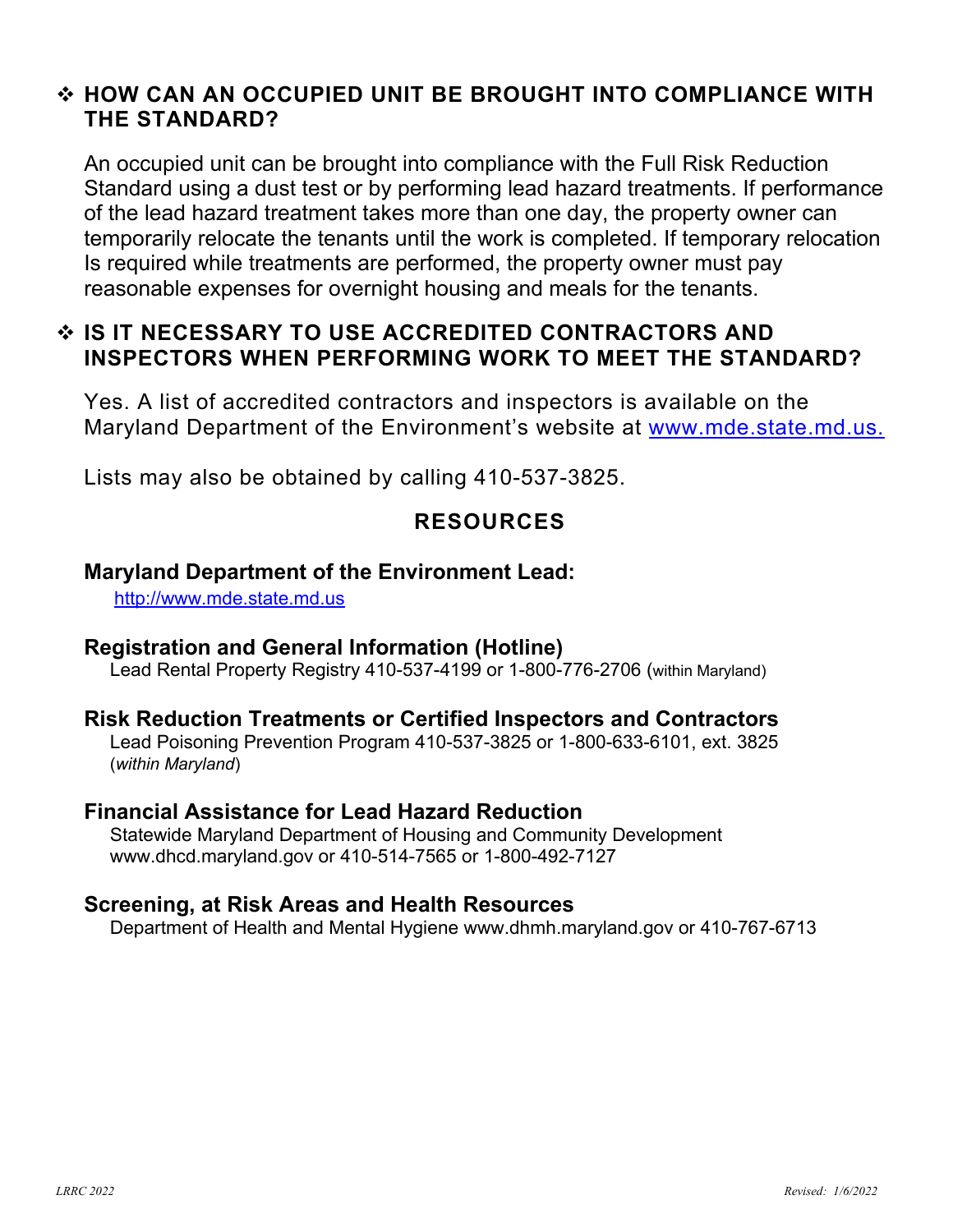## ❖ HOW CAN AN OCCUPIED UNIT BE BROUGHT INTO COMPLIANCE WITH THE STANDARD?

An occupied unit can be brought into compliance with the Full Risk Reduction Standard using a dust test or by performing lead hazard treatments. If performance of the lead hazard treatment takes more than one day, the property owner can temporarily relocate the tenants until the work is completed. If temporary relocation Is required while treatments are performed, the property owner must pay reasonable expenses for overnight housing and meals for the tenants.

## ❖ IS IT NECESSARY TO USE ACCREDITED CONTRACTORS AND INSPECTORS WHEN PERFORMING WORK TO MEET THE STANDARD?

Yes. A list of accredited contractors and inspectors is available on the Maryland Department of the Environment's website at www.mde.state.md.us.

Lists may also be obtained by calling 410-537-3825.

## RESOURCES

**Maryland Department of the Environment Lead:**
http://www.mde.state.md.us

**Registration and General Information (Hotline)**
Lead Rental Property Registry 410-537-4199 or 1-800-776-2706 (within Maryland)

**Risk Reduction Treatments or Certified Inspectors and Contractors**
Lead Poisoning Prevention Program 410-537-3825 or 1-800-633-6101, ext. 3825 (*within Maryland*)

**Financial Assistance for Lead Hazard Reduction**
Statewide Maryland Department of Housing and Community Development www.dhcd.maryland.gov or 410-514-7565 or 1-800-492-7127

**Screening, at Risk Areas and Health Resources**
Department of Health and Mental Hygiene www.dhmh.maryland.gov or 410-767-6713